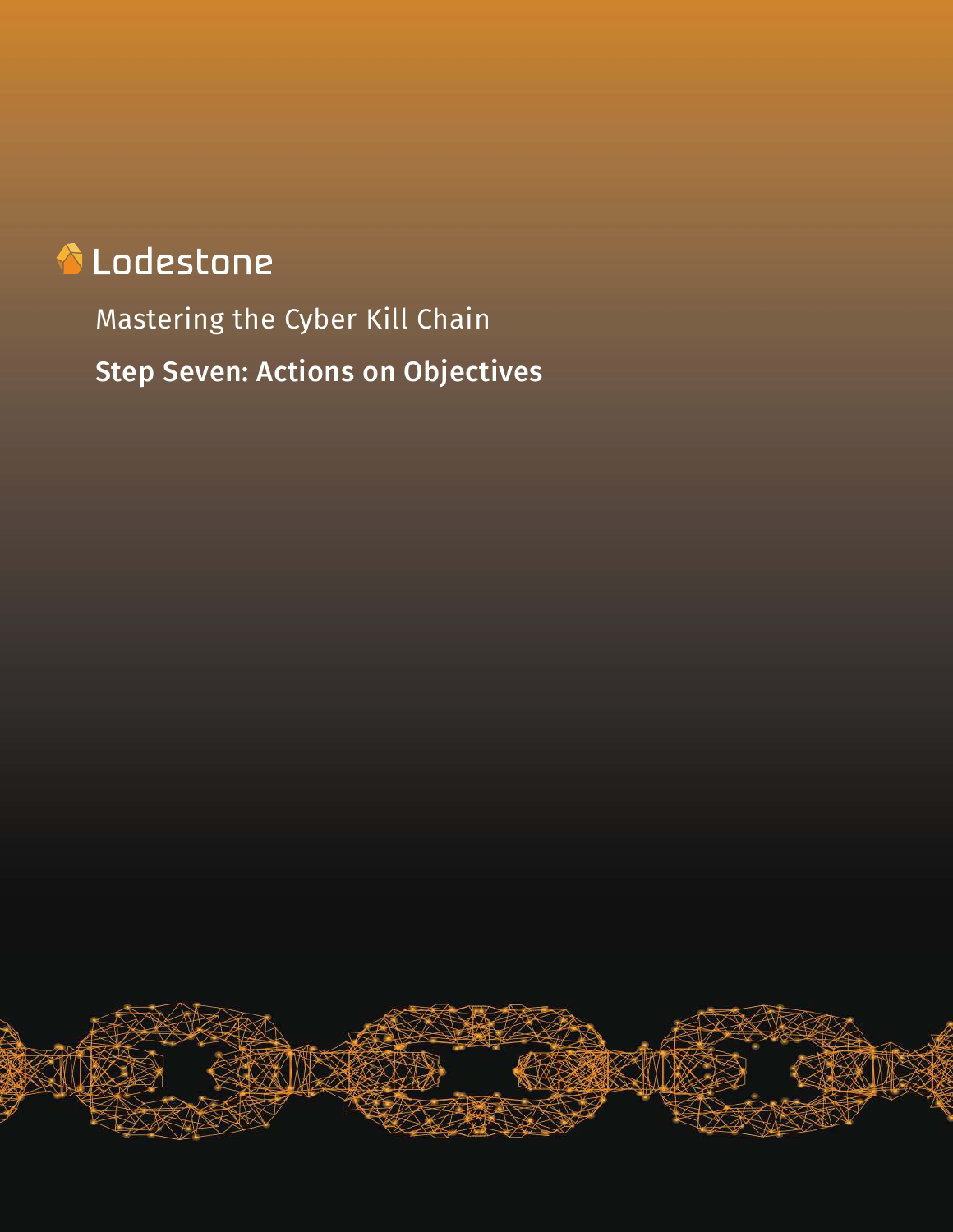Lodestone

# Mastering the Cyber Kill Chain

## Step Seven: Actions on Objectives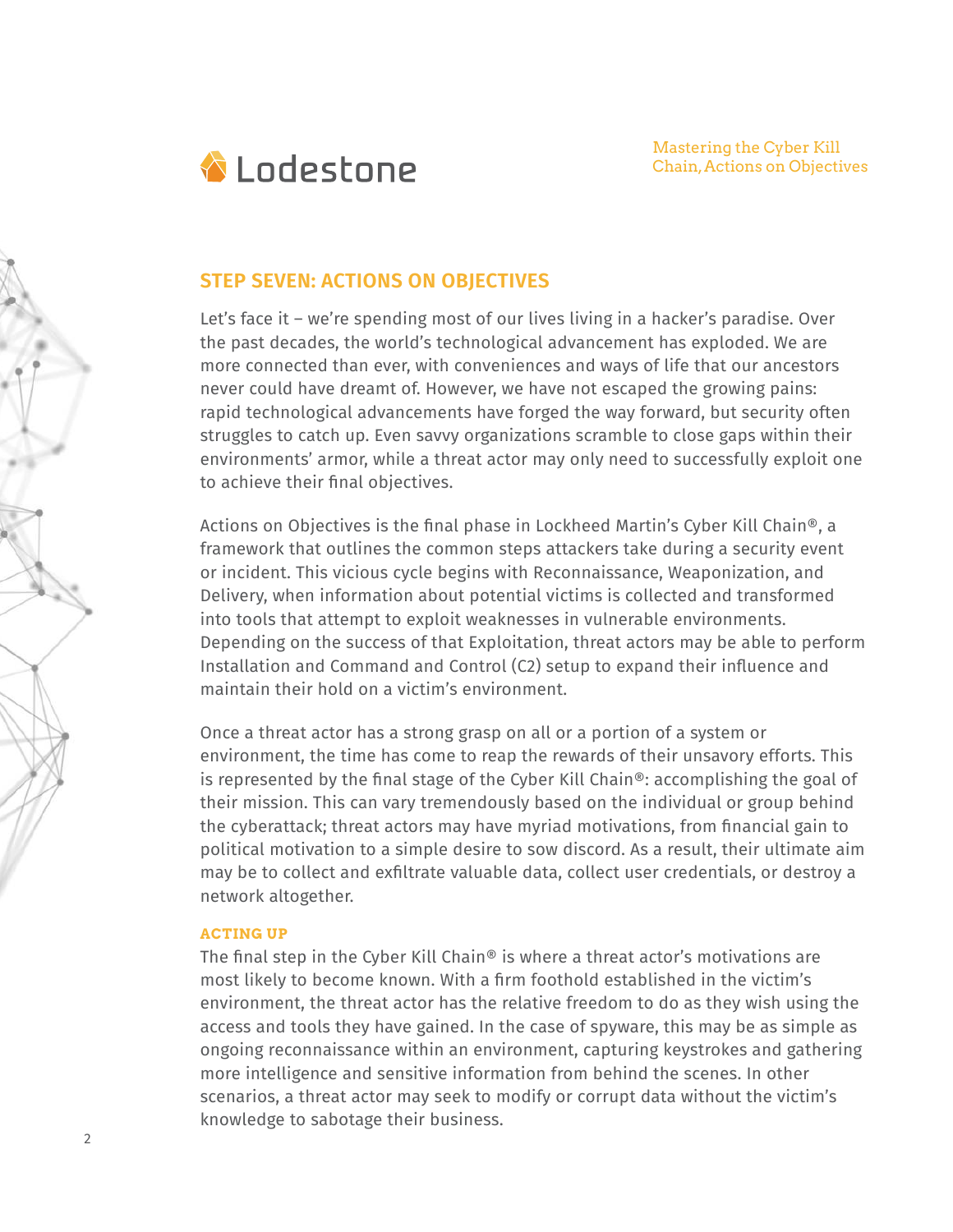## STEP SEVEN: ACTIONS ON OBJECTIVES

Let's face it – we're spending most of our lives living in a hacker's paradise. Over the past decades, the world's technological advancement has exploded. We are more connected than ever, with conveniences and ways of life that our ancestors never could have dreamt of. However, we have not escaped the growing pains: rapid technological advancements have forged the way forward, but security often struggles to catch up. Even savvy organizations scramble to close gaps within their environments' armor, while a threat actor may only need to successfully exploit one to achieve their final objectives.

Actions on Objectives is the final phase in Lockheed Martin's Cyber Kill Chain®, a framework that outlines the common steps attackers take during a security event or incident. This vicious cycle begins with Reconnaissance, Weaponization, and Delivery, when information about potential victims is collected and transformed into tools that attempt to exploit weaknesses in vulnerable environments. Depending on the success of that Exploitation, threat actors may be able to perform Installation and Command and Control (C2) setup to expand their influence and maintain their hold on a victim's environment.

Once a threat actor has a strong grasp on all or a portion of a system or environment, the time has come to reap the rewards of their unsavory efforts. This is represented by the final stage of the Cyber Kill Chain®: accomplishing the goal of their mission. This can vary tremendously based on the individual or group behind the cyberattack; threat actors may have myriad motivations, from financial gain to political motivation to a simple desire to sow discord. As a result, their ultimate aim may be to collect and exfiltrate valuable data, collect user credentials, or destroy a network altogether.

### ACTING UP

The final step in the Cyber Kill Chain® is where a threat actor's motivations are most likely to become known. With a firm foothold established in the victim's environment, the threat actor has the relative freedom to do as they wish using the access and tools they have gained. In the case of spyware, this may be as simple as ongoing reconnaissance within an environment, capturing keystrokes and gathering more intelligence and sensitive information from behind the scenes. In other scenarios, a threat actor may seek to modify or corrupt data without the victim's knowledge to sabotage their business.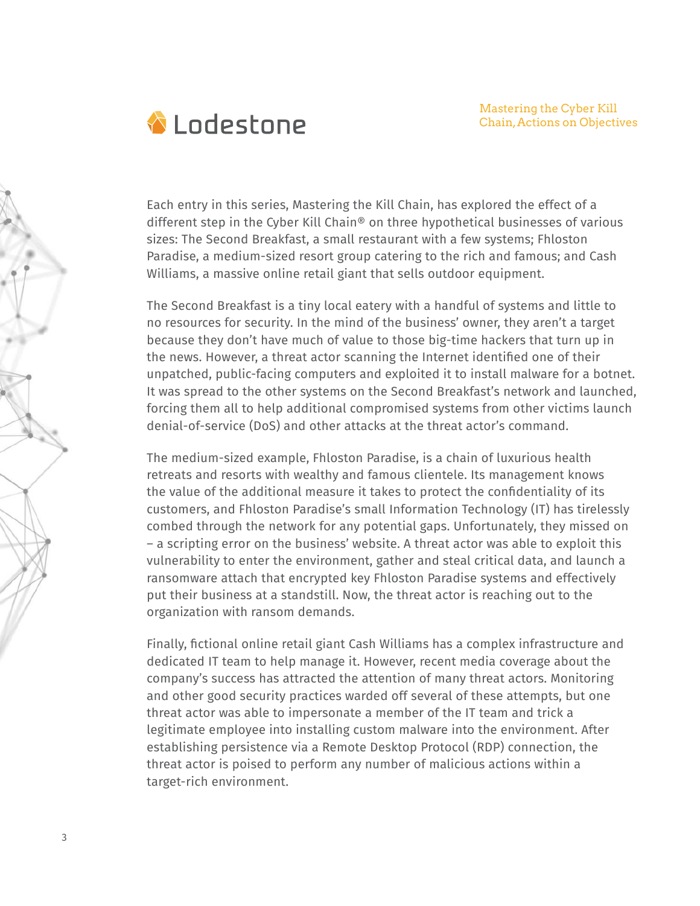Each entry in this series, Mastering the Kill Chain, has explored the effect of a different step in the Cyber Kill Chain® on three hypothetical businesses of various sizes: The Second Breakfast, a small restaurant with a few systems; Fhloston Paradise, a medium-sized resort group catering to the rich and famous; and Cash Williams, a massive online retail giant that sells outdoor equipment.

The Second Breakfast is a tiny local eatery with a handful of systems and little to no resources for security. In the mind of the business' owner, they aren't a target because they don't have much of value to those big-time hackers that turn up in the news. However, a threat actor scanning the Internet identified one of their unpatched, public-facing computers and exploited it to install malware for a botnet. It was spread to the other systems on the Second Breakfast's network and launched, forcing them all to help additional compromised systems from other victims launch denial-of-service (DoS) and other attacks at the threat actor's command.

The medium-sized example, Fhloston Paradise, is a chain of luxurious health retreats and resorts with wealthy and famous clientele. Its management knows the value of the additional measure it takes to protect the confidentiality of its customers, and Fhloston Paradise's small Information Technology (IT) has tirelessly combed through the network for any potential gaps. Unfortunately, they missed on – a scripting error on the business' website. A threat actor was able to exploit this vulnerability to enter the environment, gather and steal critical data, and launch a ransomware attach that encrypted key Fhloston Paradise systems and effectively put their business at a standstill. Now, the threat actor is reaching out to the organization with ransom demands.

Finally, fictional online retail giant Cash Williams has a complex infrastructure and dedicated IT team to help manage it. However, recent media coverage about the company's success has attracted the attention of many threat actors. Monitoring and other good security practices warded off several of these attempts, but one threat actor was able to impersonate a member of the IT team and trick a legitimate employee into installing custom malware into the environment. After establishing persistence via a Remote Desktop Protocol (RDP) connection, the threat actor is poised to perform any number of malicious actions within a target-rich environment.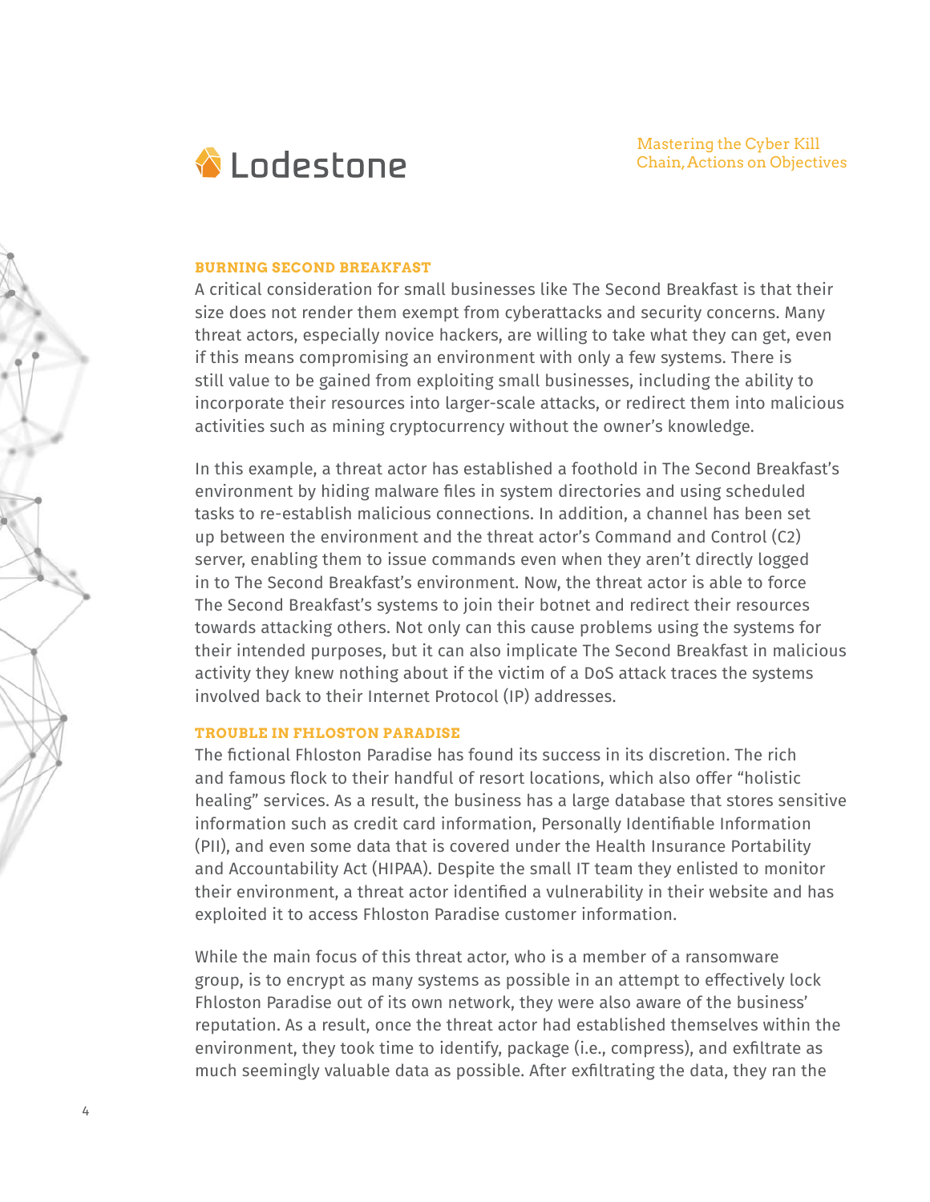### BURNING SECOND BREAKFAST

A critical consideration for small businesses like The Second Breakfast is that their size does not render them exempt from cyberattacks and security concerns. Many threat actors, especially novice hackers, are willing to take what they can get, even if this means compromising an environment with only a few systems. There is still value to be gained from exploiting small businesses, including the ability to incorporate their resources into larger-scale attacks, or redirect them into malicious activities such as mining cryptocurrency without the owner's knowledge.

In this example, a threat actor has established a foothold in The Second Breakfast's environment by hiding malware files in system directories and using scheduled tasks to re-establish malicious connections. In addition, a channel has been set up between the environment and the threat actor's Command and Control (C2) server, enabling them to issue commands even when they aren't directly logged in to The Second Breakfast's environment. Now, the threat actor is able to force The Second Breakfast's systems to join their botnet and redirect their resources towards attacking others. Not only can this cause problems using the systems for their intended purposes, but it can also implicate The Second Breakfast in malicious activity they knew nothing about if the victim of a DoS attack traces the systems involved back to their Internet Protocol (IP) addresses.

### TROUBLE IN FHLOSTON PARADISE

The fictional Fhloston Paradise has found its success in its discretion. The rich and famous flock to their handful of resort locations, which also offer "holistic healing" services. As a result, the business has a large database that stores sensitive information such as credit card information, Personally Identifiable Information (PII), and even some data that is covered under the Health Insurance Portability and Accountability Act (HIPAA). Despite the small IT team they enlisted to monitor their environment, a threat actor identified a vulnerability in their website and has exploited it to access Fhloston Paradise customer information.

While the main focus of this threat actor, who is a member of a ransomware group, is to encrypt as many systems as possible in an attempt to effectively lock Fhloston Paradise out of its own network, they were also aware of the business' reputation. As a result, once the threat actor had established themselves within the environment, they took time to identify, package (i.e., compress), and exfiltrate as much seemingly valuable data as possible. After exfiltrating the data, they ran the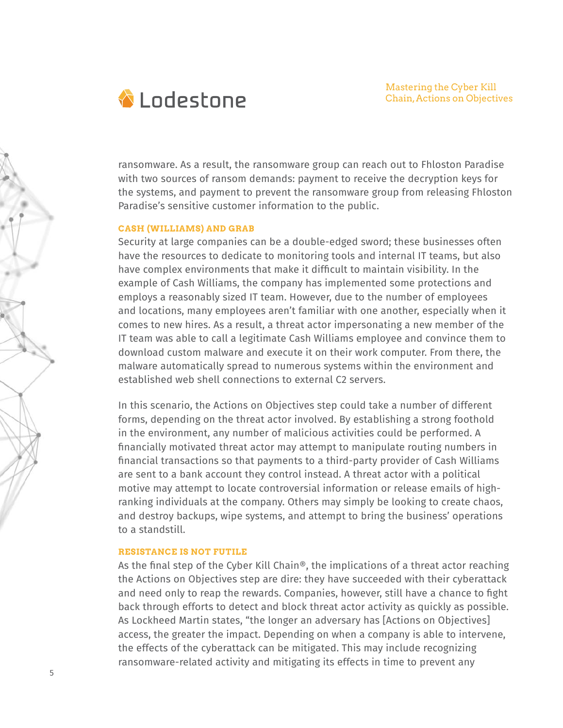ransomware. As a result, the ransomware group can reach out to Fhloston Paradise with two sources of ransom demands: payment to receive the decryption keys for the systems, and payment to prevent the ransomware group from releasing Fhloston Paradise's sensitive customer information to the public.

### CASH (WILLIAMS) AND GRAB

Security at large companies can be a double-edged sword; these businesses often have the resources to dedicate to monitoring tools and internal IT teams, but also have complex environments that make it difficult to maintain visibility. In the example of Cash Williams, the company has implemented some protections and employs a reasonably sized IT team. However, due to the number of employees and locations, many employees aren't familiar with one another, especially when it comes to new hires. As a result, a threat actor impersonating a new member of the IT team was able to call a legitimate Cash Williams employee and convince them to download custom malware and execute it on their work computer. From there, the malware automatically spread to numerous systems within the environment and established web shell connections to external C2 servers.

In this scenario, the Actions on Objectives step could take a number of different forms, depending on the threat actor involved. By establishing a strong foothold in the environment, any number of malicious activities could be performed. A financially motivated threat actor may attempt to manipulate routing numbers in financial transactions so that payments to a third-party provider of Cash Williams are sent to a bank account they control instead. A threat actor with a political motive may attempt to locate controversial information or release emails of high-ranking individuals at the company. Others may simply be looking to create chaos, and destroy backups, wipe systems, and attempt to bring the business' operations to a standstill.

### RESISTANCE IS NOT FUTILE

As the final step of the Cyber Kill Chain®, the implications of a threat actor reaching the Actions on Objectives step are dire: they have succeeded with their cyberattack and need only to reap the rewards. Companies, however, still have a chance to fight back through efforts to detect and block threat actor activity as quickly as possible. As Lockheed Martin states, "the longer an adversary has [Actions on Objectives] access, the greater the impact. Depending on when a company is able to intervene, the effects of the cyberattack can be mitigated. This may include recognizing ransomware-related activity and mitigating its effects in time to prevent any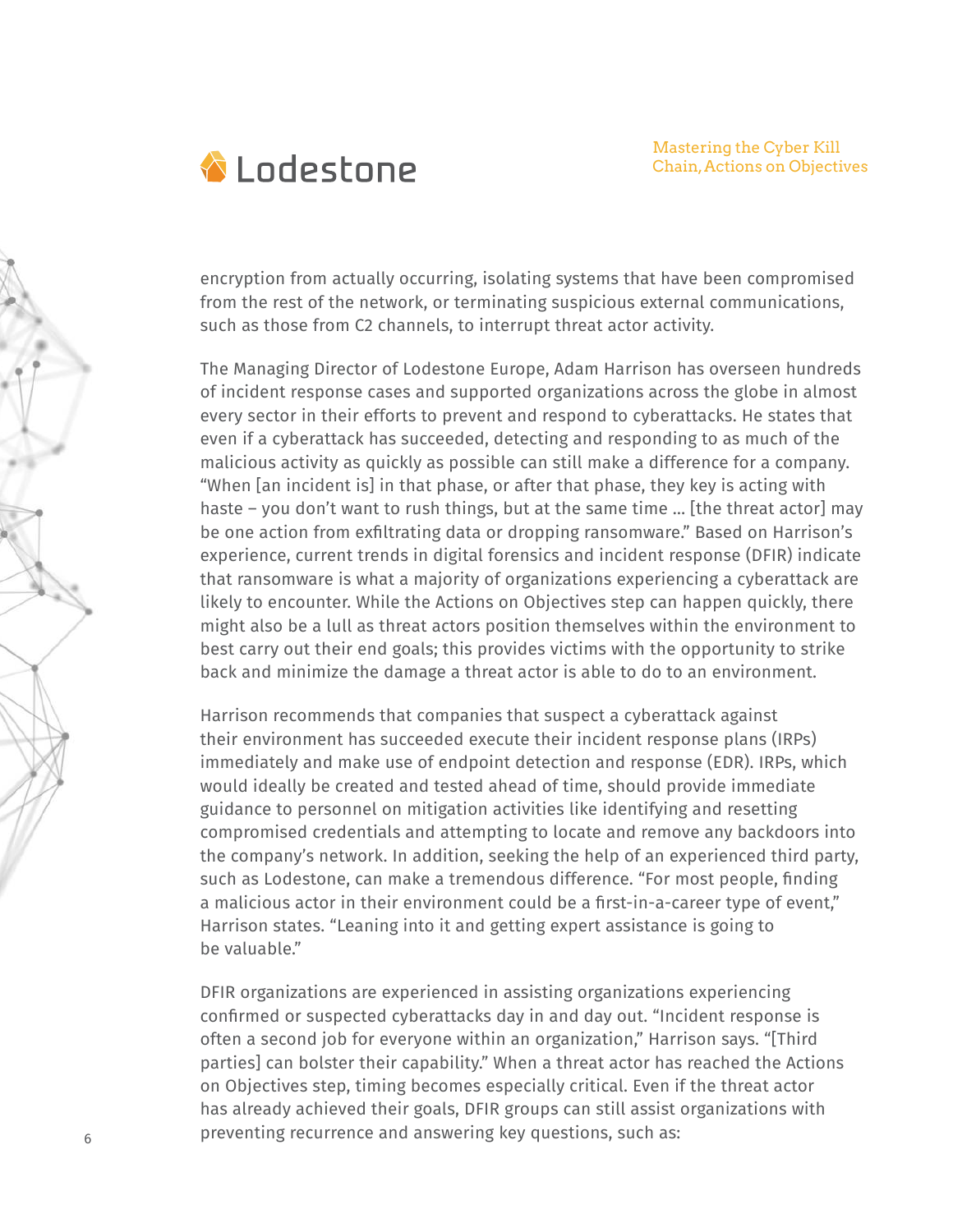encryption from actually occurring, isolating systems that have been compromised from the rest of the network, or terminating suspicious external communications, such as those from C2 channels, to interrupt threat actor activity.

The Managing Director of Lodestone Europe, Adam Harrison has overseen hundreds of incident response cases and supported organizations across the globe in almost every sector in their efforts to prevent and respond to cyberattacks. He states that even if a cyberattack has succeeded, detecting and responding to as much of the malicious activity as quickly as possible can still make a difference for a company. "When [an incident is] in that phase, or after that phase, they key is acting with haste – you don't want to rush things, but at the same time … [the threat actor] may be one action from exfiltrating data or dropping ransomware." Based on Harrison's experience, current trends in digital forensics and incident response (DFIR) indicate that ransomware is what a majority of organizations experiencing a cyberattack are likely to encounter. While the Actions on Objectives step can happen quickly, there might also be a lull as threat actors position themselves within the environment to best carry out their end goals; this provides victims with the opportunity to strike back and minimize the damage a threat actor is able to do to an environment.

Harrison recommends that companies that suspect a cyberattack against their environment has succeeded execute their incident response plans (IRPs) immediately and make use of endpoint detection and response (EDR). IRPs, which would ideally be created and tested ahead of time, should provide immediate guidance to personnel on mitigation activities like identifying and resetting compromised credentials and attempting to locate and remove any backdoors into the company's network. In addition, seeking the help of an experienced third party, such as Lodestone, can make a tremendous difference. "For most people, finding a malicious actor in their environment could be a first-in-a-career type of event," Harrison states. "Leaning into it and getting expert assistance is going to be valuable."

DFIR organizations are experienced in assisting organizations experiencing confirmed or suspected cyberattacks day in and day out. "Incident response is often a second job for everyone within an organization," Harrison says. "[Third parties] can bolster their capability." When a threat actor has reached the Actions on Objectives step, timing becomes especially critical. Even if the threat actor has already achieved their goals, DFIR groups can still assist organizations with preventing recurrence and answering key questions, such as: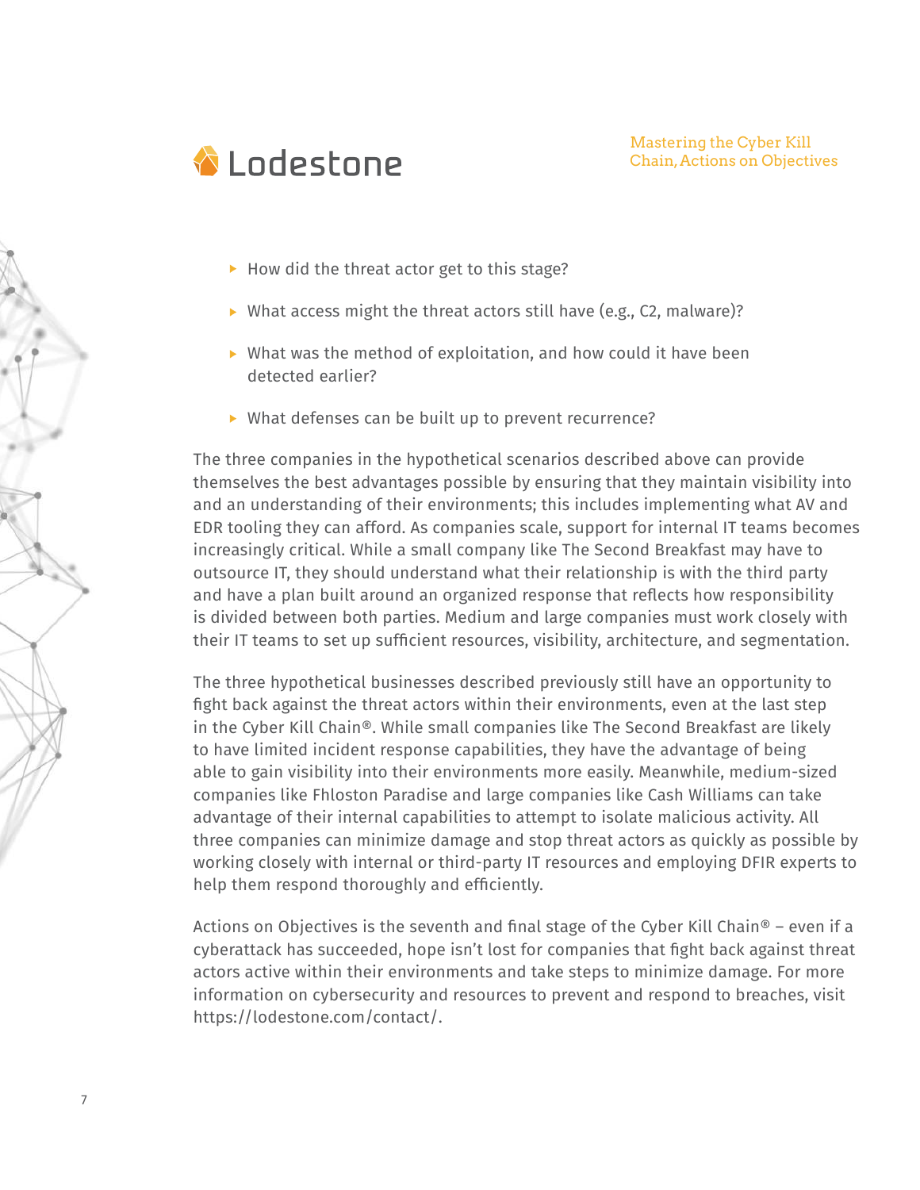- How did the threat actor get to this stage?
- What access might the threat actors still have (e.g., C2, malware)?
- What was the method of exploitation, and how could it have been detected earlier?
- What defenses can be built up to prevent recurrence?

The three companies in the hypothetical scenarios described above can provide themselves the best advantages possible by ensuring that they maintain visibility into and an understanding of their environments; this includes implementing what AV and EDR tooling they can afford. As companies scale, support for internal IT teams becomes increasingly critical. While a small company like The Second Breakfast may have to outsource IT, they should understand what their relationship is with the third party and have a plan built around an organized response that reflects how responsibility is divided between both parties. Medium and large companies must work closely with their IT teams to set up sufficient resources, visibility, architecture, and segmentation.

The three hypothetical businesses described previously still have an opportunity to fight back against the threat actors within their environments, even at the last step in the Cyber Kill Chain®. While small companies like The Second Breakfast are likely to have limited incident response capabilities, they have the advantage of being able to gain visibility into their environments more easily. Meanwhile, medium-sized companies like Fhloston Paradise and large companies like Cash Williams can take advantage of their internal capabilities to attempt to isolate malicious activity. All three companies can minimize damage and stop threat actors as quickly as possible by working closely with internal or third-party IT resources and employing DFIR experts to help them respond thoroughly and efficiently.

Actions on Objectives is the seventh and final stage of the Cyber Kill Chain® – even if a cyberattack has succeeded, hope isn't lost for companies that fight back against threat actors active within their environments and take steps to minimize damage. For more information on cybersecurity and resources to prevent and respond to breaches, visit https://lodestone.com/contact/.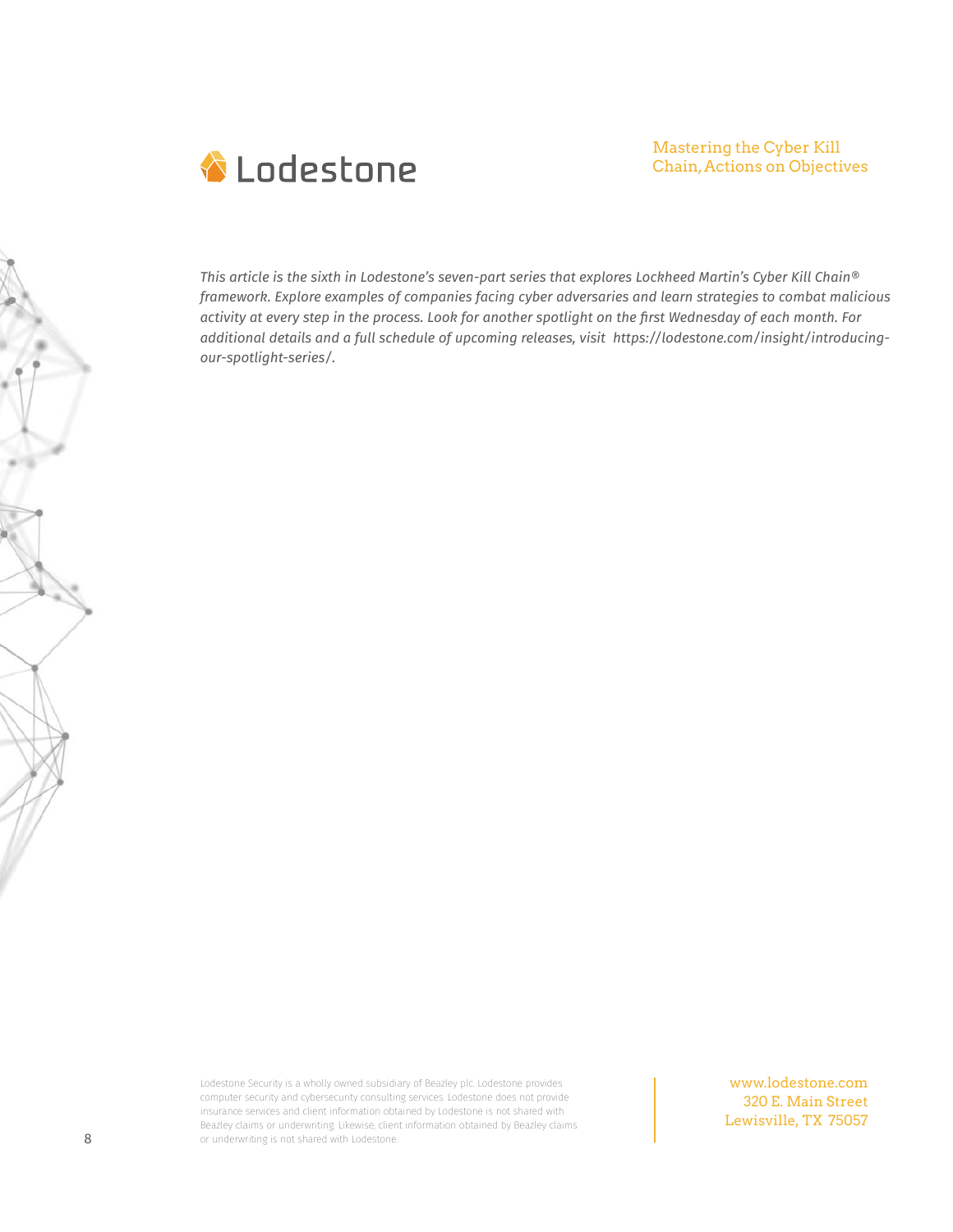*This article is the sixth in Lodestone's seven-part series that explores Lockheed Martin's Cyber Kill Chain® framework. Explore examples of companies facing cyber adversaries and learn strategies to combat malicious activity at every step in the process. Look for another spotlight on the first Wednesday of each month. For additional details and a full schedule of upcoming releases, visit https://lodestone.com/insight/introducing-our-spotlight-series/.*

Lodestone Security is a wholly owned subsidiary of Beazley plc. Lodestone provides computer security and cybersecurity consulting services. Lodestone does not provide insurance services and client information obtained by Lodestone is not shared with Beazley claims or underwriting. Likewise, client information obtained by Beazley claims or underwriting is not shared with Lodestone.

www.lodestone.com
320 E. Main Street
Lewisville, TX 75057